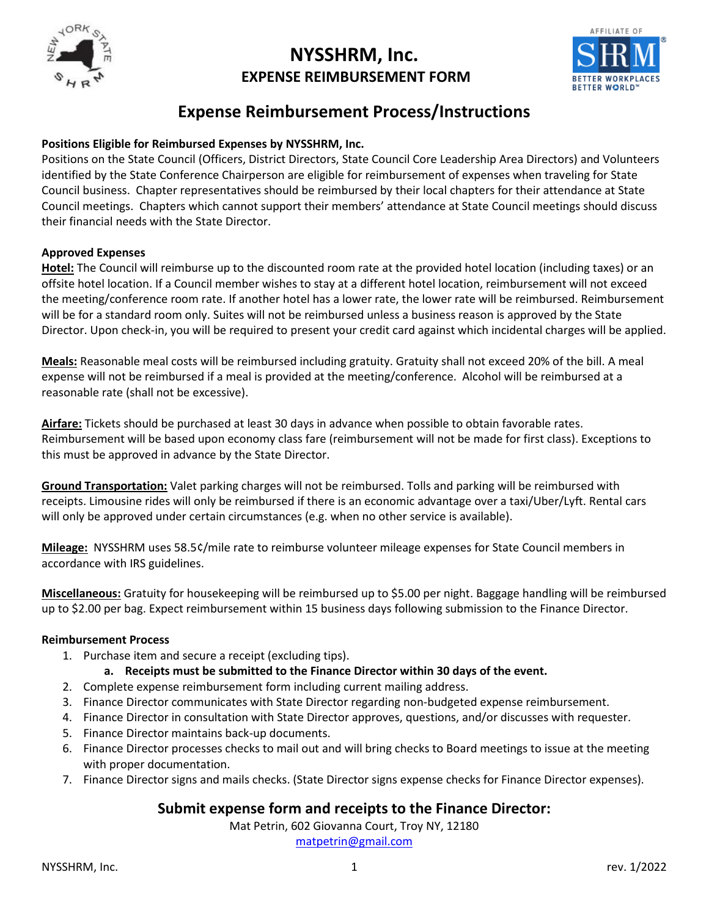# NYSSHRM, Inc.

## EXPENSE REIMBURSEMENT FORM

## Expense Reimbursement Process/Instructions

**Positions Eligible for Reimbursed Expenses by NYSSHRM, Inc.**

Positions on the State Council (Officers, District Directors, State Council Core Leadership Area Directors) and Volunteers identified by the State Conference Chairperson are eligible for reimbursement of expenses when traveling for State Council business. Chapter representatives should be reimbursed by their local chapters for their attendance at State Council meetings. Chapters which cannot support their members' attendance at State Council meetings should discuss their financial needs with the State Director.

**Approved Expenses**

**Hotel:** The Council will reimburse up to the discounted room rate at the provided hotel location (including taxes) or an offsite hotel location. If a Council member wishes to stay at a different hotel location, reimbursement will not exceed the meeting/conference room rate. If another hotel has a lower rate, the lower rate will be reimbursed. Reimbursement will be for a standard room only. Suites will not be reimbursed unless a business reason is approved by the State Director. Upon check-in, you will be required to present your credit card against which incidental charges will be applied.

**Meals:** Reasonable meal costs will be reimbursed including gratuity. Gratuity shall not exceed 20% of the bill. A meal expense will not be reimbursed if a meal is provided at the meeting/conference. Alcohol will be reimbursed at a reasonable rate (shall not be excessive).

**Airfare:** Tickets should be purchased at least 30 days in advance when possible to obtain favorable rates. Reimbursement will be based upon economy class fare (reimbursement will not be made for first class). Exceptions to this must be approved in advance by the State Director.

**Ground Transportation:** Valet parking charges will not be reimbursed. Tolls and parking will be reimbursed with receipts. Limousine rides will only be reimbursed if there is an economic advantage over a taxi/Uber/Lyft. Rental cars will only be approved under certain circumstances (e.g. when no other service is available).

**Mileage:** NYSSHRM uses 58.5¢/mile rate to reimburse volunteer mileage expenses for State Council members in accordance with IRS guidelines.

**Miscellaneous:** Gratuity for housekeeping will be reimbursed up to $5.00 per night. Baggage handling will be reimbursed up to $2.00 per bag. Expect reimbursement within 15 business days following submission to the Finance Director.

**Reimbursement Process**

1. Purchase item and secure a receipt (excluding tips).
   a. **Receipts must be submitted to the Finance Director within 30 days of the event.**
2. Complete expense reimbursement form including current mailing address.
3. Finance Director communicates with State Director regarding non-budgeted expense reimbursement.
4. Finance Director in consultation with State Director approves, questions, and/or discusses with requester.
5. Finance Director maintains back-up documents.
6. Finance Director processes checks to mail out and will bring checks to Board meetings to issue at the meeting with proper documentation.
7. Finance Director signs and mails checks. (State Director signs expense checks for Finance Director expenses).

### Submit expense form and receipts to the Finance Director:

Mat Petrin, 602 Giovanna Court, Troy NY, 12180

matpetrin@gmail.com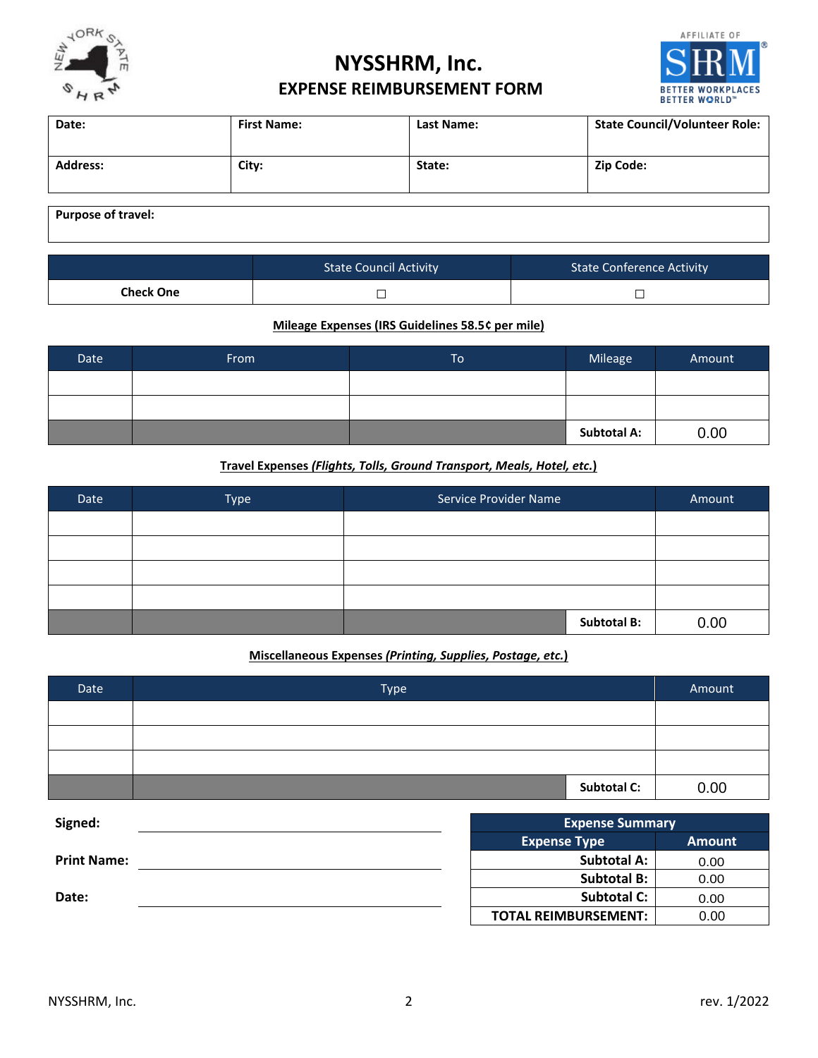# NYSSHRM, Inc.

## EXPENSE REIMBURSEMENT FORM

| | | | |
|---|---|---|---|
| **Date:** | **First Name:** | **Last Name:** | **State Council/Volunteer Role:** |
| **Address:** | **City:** | **State:** | **Zip Code:** |

**Purpose of travel:**

| | State Council Activity | State Conference Activity |
|---|---|---|
| **Check One** | ☐ | ☐ |

**Mileage Expenses (IRS Guidelines 58.5¢ per mile)**

| Date | From | To | Mileage | Amount |
|---|---|---|---|---|
| | | | | |
| | | | | |
| | | | **Subtotal A:** | 0.00 |

**Travel Expenses** ***(Flights, Tolls, Ground Transport, Meals, Hotel, etc.)***

| Date | Type | Service Provider Name | | Amount |
|---|---|---|---|---|
| | | | | |
| | | | | |
| | | | | |
| | | | | |
| | | | **Subtotal B:** | 0.00 |

**Miscellaneous Expenses** ***(Printing, Supplies, Postage, etc.)***

| Date | Type | | Amount |
|---|---|---|---|
| | | | |
| | | | |
| | | | |
| | | **Subtotal C:** | 0.00 |

**Signed:** ______________________________

**Print Name:** ______________________________

**Date:** ______________________________

| **Expense Summary** | |
|---|---|
| **Expense Type** | **Amount** |
| **Subtotal A:** | 0.00 |
| **Subtotal B:** | 0.00 |
| **Subtotal C:** | 0.00 |
| **TOTAL REIMBURSEMENT:** | 0.00 |

rev. 1/2022